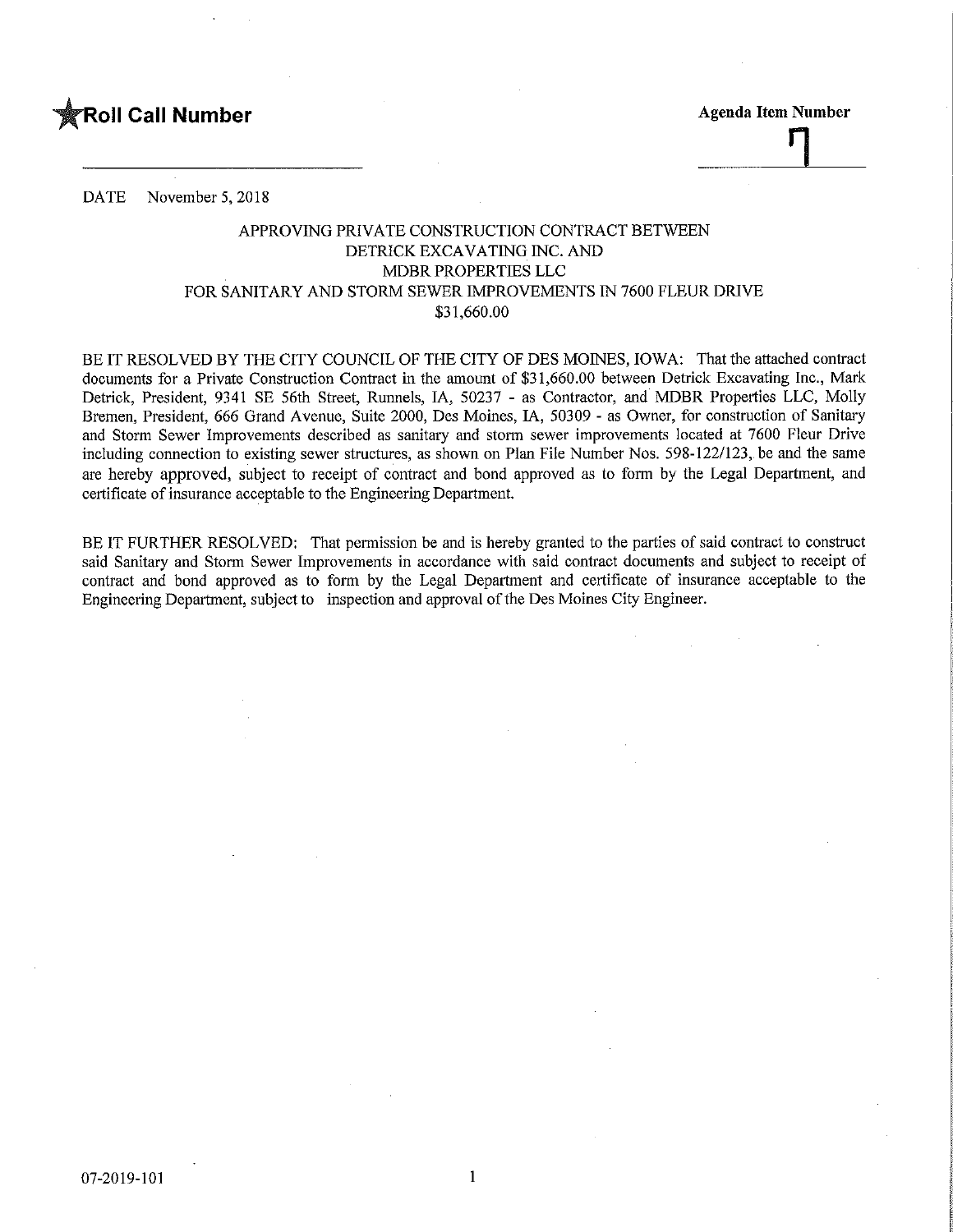**★Roll Call Number** **Agenda Item Number**

7

DATE November 5, 2018

APPROVING PRIVATE CONSTRUCTION CONTRACT BETWEEN
DETRICK EXCAVATING INC. AND
MDBR PROPERTIES LLC
FOR SANITARY AND STORM SEWER IMPROVEMENTS IN 7600 FLEUR DRIVE
$31,660.00

BE IT RESOLVED BY THE CITY COUNCIL OF THE CITY OF DES MOINES, IOWA: That the attached contract documents for a Private Construction Contract in the amount of $31,660.00 between Detrick Excavating Inc., Mark Detrick, President, 9341 SE 56th Street, Runnels, IA, 50237 - as Contractor, and MDBR Properties LLC, Molly Bremen, President, 666 Grand Avenue, Suite 2000, Des Moines, IA, 50309 - as Owner, for construction of Sanitary and Storm Sewer Improvements described as sanitary and storm sewer improvements located at 7600 Fleur Drive including connection to existing sewer structures, as shown on Plan File Number Nos. 598-122/123, be and the same are hereby approved, subject to receipt of contract and bond approved as to form by the Legal Department, and certificate of insurance acceptable to the Engineering Department.

BE IT FURTHER RESOLVED: That permission be and is hereby granted to the parties of said contract to construct said Sanitary and Storm Sewer Improvements in accordance with said contract documents and subject to receipt of contract and bond approved as to form by the Legal Department and certificate of insurance acceptable to the Engineering Department, subject to inspection and approval of the Des Moines City Engineer.

07-2019-101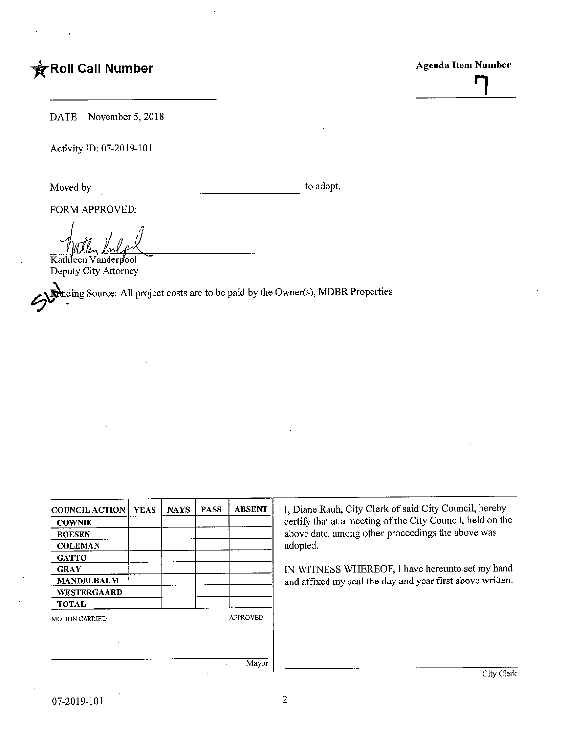**★Roll Call Number**

**Agenda Item Number**

7

DATE November 5, 2018

Activity ID: 07-2019-101

Moved by ______________________________ to adopt.

FORM APPROVED:

Kathleen Vanderpool
Deputy City Attorney

Funding Source: All project costs are to be paid by the Owner(s), MDBR Properties

| COUNCIL ACTION | YEAS | NAYS | PASS | ABSENT |
|---|---|---|---|---|
| COWNIE | | | | |
| BOESEN | | | | |
| COLEMAN | | | | |
| GATTO | | | | |
| GRAY | | | | |
| MANDELBAUM | | | | |
| WESTERGAARD | | | | |
| TOTAL | | | | |

MOTION CARRIED APPROVED

______________________________
Mayor

I, Diane Rauh, City Clerk of said City Council, hereby certify that at a meeting of the City Council, held on the above date, among other proceedings the above was adopted.

IN WITNESS WHEREOF, I have hereunto set my hand and affixed my seal the day and year first above written.

______________________________
City Clerk

07-2019-101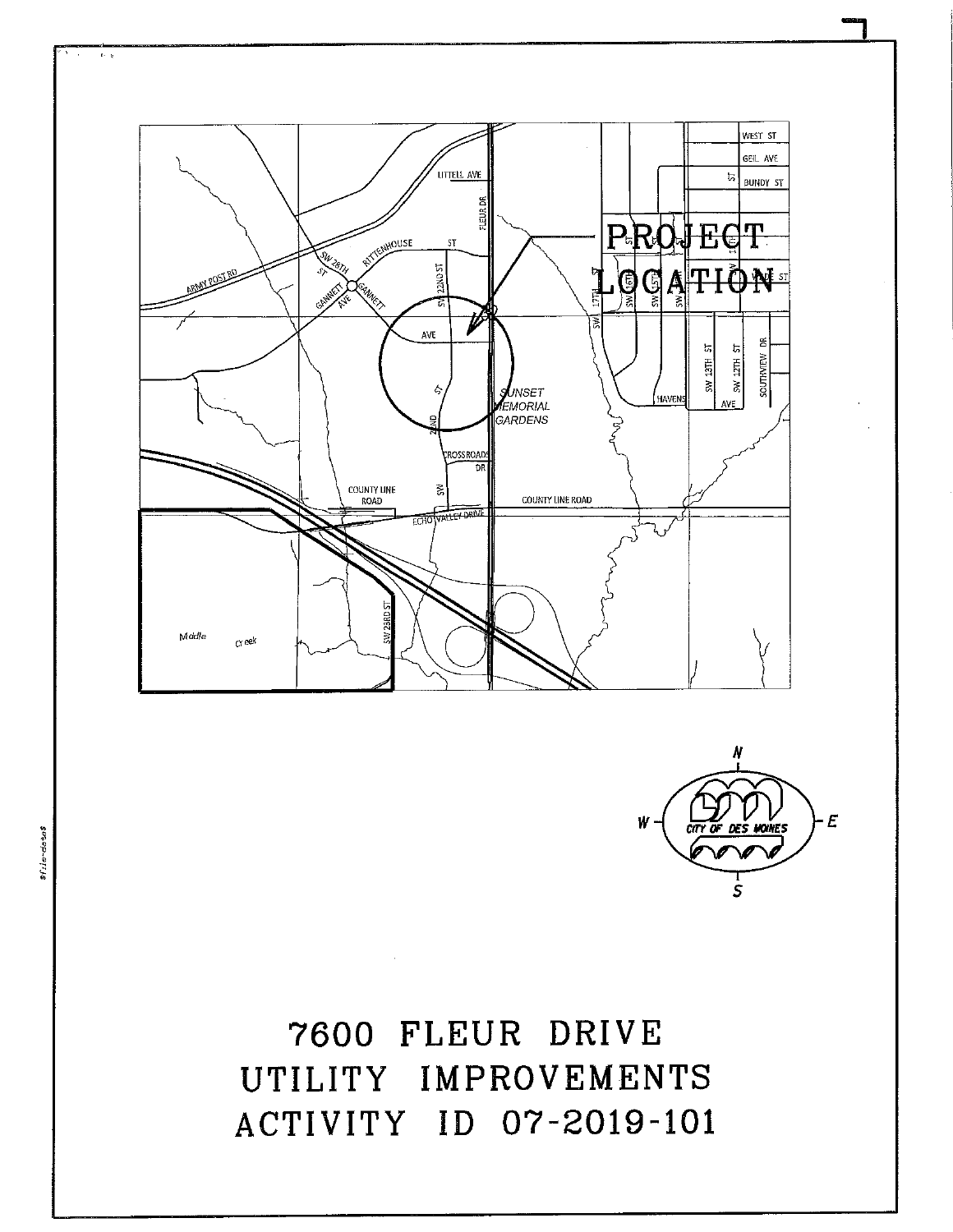WEST ST
GEIL AVE
BUNDY ST
LITTELL AVE
FLEUR DR
PROJECT
LOCATION
RITTENHOUSE ST
ARMY POST RD
SW 28TH ST
GANNETT AVE
GANNETT
SW 22ND ST
SW 17TH ST
SW 16TH
SW 15TH
AVE
SUNSET MEMORIAL GARDENS
SW 13TH ST
SW 12TH ST
SOUTHVIEW DR
HAVENS AVE
CROSSROADS DR
SW 22ND ST
COUNTY LINE ROAD
COUNTY LINE ROAD
ECHO VALLEY DRIVE
Middle Creek
SW 23RD ST

N
W
E
S
CITY OF DES MOINES

# 7600 FLEUR DRIVE UTILITY IMPROVEMENTS ACTIVITY ID 07-2019-101